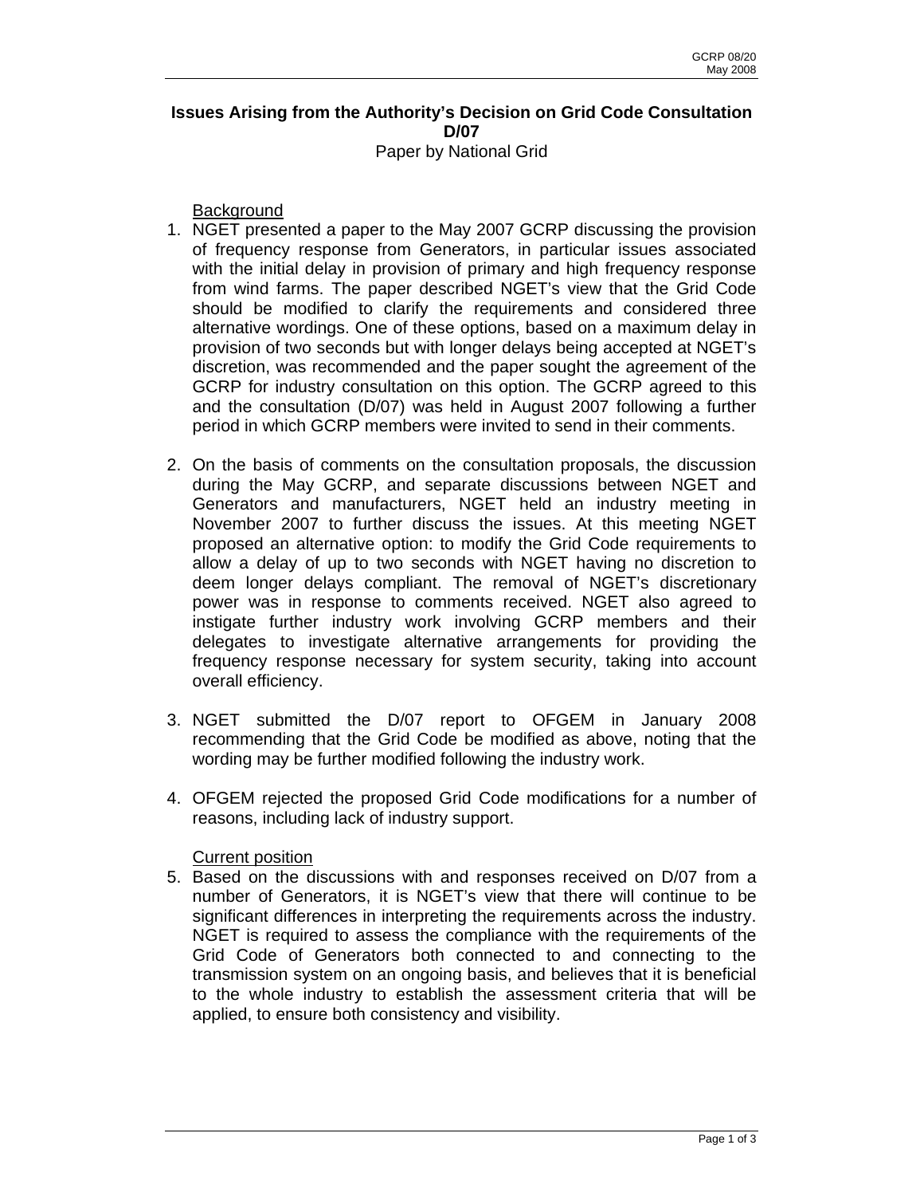# Issues Arising from the Authority's Decision on Grid Code Consultation D/07

Paper by National Grid

## Background

1. NGET presented a paper to the May 2007 GCRP discussing the provision of frequency response from Generators, in particular issues associated with the initial delay in provision of primary and high frequency response from wind farms. The paper described NGET's view that the Grid Code should be modified to clarify the requirements and considered three alternative wordings. One of these options, based on a maximum delay in provision of two seconds but with longer delays being accepted at NGET's discretion, was recommended and the paper sought the agreement of the GCRP for industry consultation on this option. The GCRP agreed to this and the consultation (D/07) was held in August 2007 following a further period in which GCRP members were invited to send in their comments.

2. On the basis of comments on the consultation proposals, the discussion during the May GCRP, and separate discussions between NGET and Generators and manufacturers, NGET held an industry meeting in November 2007 to further discuss the issues. At this meeting NGET proposed an alternative option: to modify the Grid Code requirements to allow a delay of up to two seconds with NGET having no discretion to deem longer delays compliant. The removal of NGET's discretionary power was in response to comments received. NGET also agreed to instigate further industry work involving GCRP members and their delegates to investigate alternative arrangements for providing the frequency response necessary for system security, taking into account overall efficiency.

3. NGET submitted the D/07 report to OFGEM in January 2008 recommending that the Grid Code be modified as above, noting that the wording may be further modified following the industry work.

4. OFGEM rejected the proposed Grid Code modifications for a number of reasons, including lack of industry support.

## Current position

5. Based on the discussions with and responses received on D/07 from a number of Generators, it is NGET's view that there will continue to be significant differences in interpreting the requirements across the industry. NGET is required to assess the compliance with the requirements of the Grid Code of Generators both connected to and connecting to the transmission system on an ongoing basis, and believes that it is beneficial to the whole industry to establish the assessment criteria that will be applied, to ensure both consistency and visibility.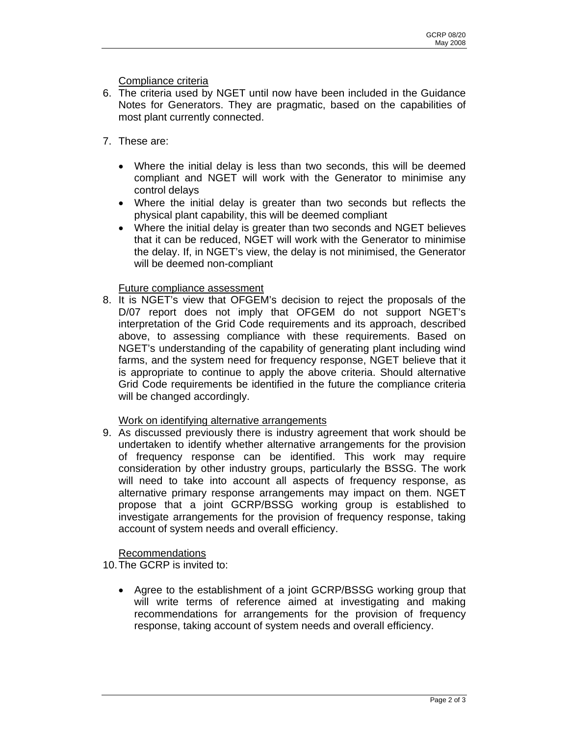Compliance criteria

6. The criteria used by NGET until now have been included in the Guidance Notes for Generators. They are pragmatic, based on the capabilities of most plant currently connected.

7. These are:

   - Where the initial delay is less than two seconds, this will be deemed compliant and NGET will work with the Generator to minimise any control delays
   - Where the initial delay is greater than two seconds but reflects the physical plant capability, this will be deemed compliant
   - Where the initial delay is greater than two seconds and NGET believes that it can be reduced, NGET will work with the Generator to minimise the delay. If, in NGET's view, the delay is not minimised, the Generator will be deemed non-compliant

Future compliance assessment

8. It is NGET's view that OFGEM's decision to reject the proposals of the D/07 report does not imply that OFGEM do not support NGET's interpretation of the Grid Code requirements and its approach, described above, to assessing compliance with these requirements. Based on NGET's understanding of the capability of generating plant including wind farms, and the system need for frequency response, NGET believe that it is appropriate to continue to apply the above criteria. Should alternative Grid Code requirements be identified in the future the compliance criteria will be changed accordingly.

Work on identifying alternative arrangements

9. As discussed previously there is industry agreement that work should be undertaken to identify whether alternative arrangements for the provision of frequency response can be identified. This work may require consideration by other industry groups, particularly the BSSG. The work will need to take into account all aspects of frequency response, as alternative primary response arrangements may impact on them. NGET propose that a joint GCRP/BSSG working group is established to investigate arrangements for the provision of frequency response, taking account of system needs and overall efficiency.

Recommendations

10. The GCRP is invited to:

    - Agree to the establishment of a joint GCRP/BSSG working group that will write terms of reference aimed at investigating and making recommendations for arrangements for the provision of frequency response, taking account of system needs and overall efficiency.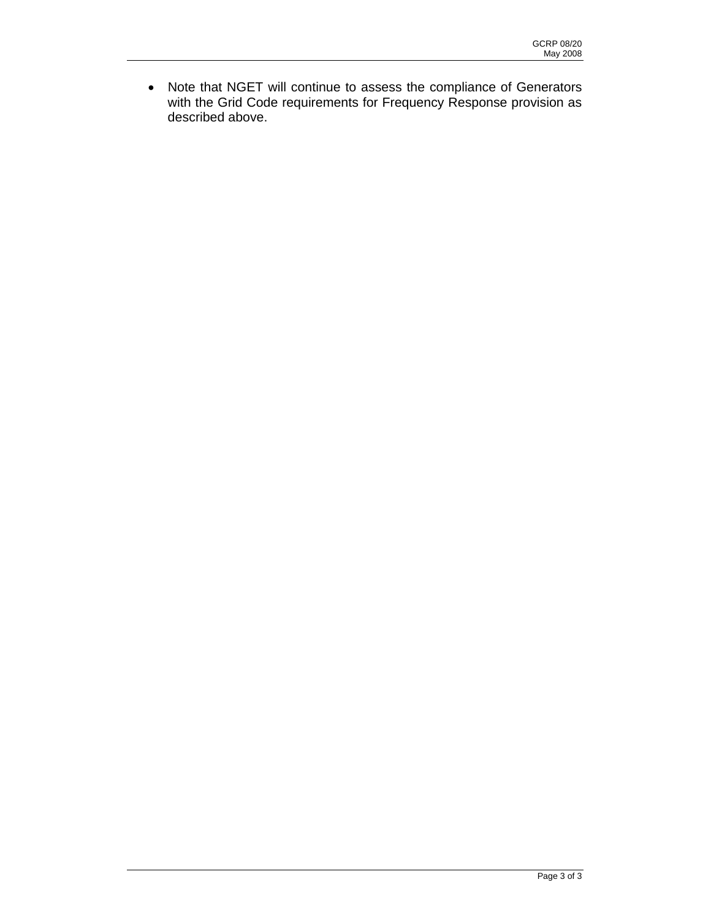- Note that NGET will continue to assess the compliance of Generators with the Grid Code requirements for Frequency Response provision as described above.